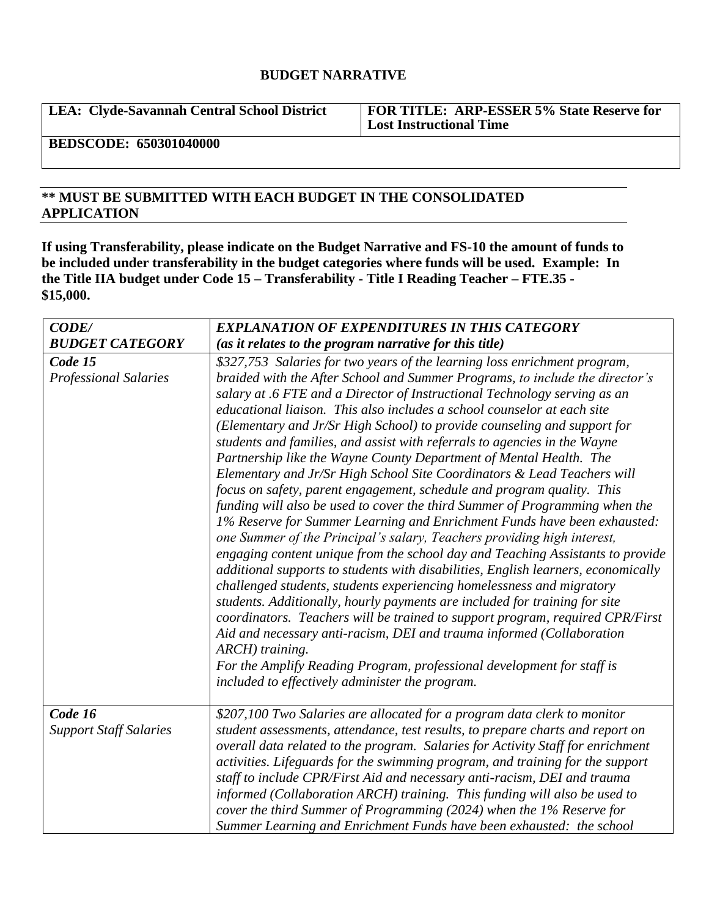# BUDGET NARRATIVE

| **LEA: Clyde-Savannah Central School District** | **FOR TITLE: ARP-ESSER 5% State Reserve for Lost Instructional Time** |
|---|---|
| **BEDSCODE: 650301040000** | |

**** MUST BE SUBMITTED WITH EACH BUDGET IN THE CONSOLIDATED APPLICATION**

**If using Transferability, please indicate on the Budget Narrative and FS-10 the amount of funds to be included under transferability in the budget categories where funds will be used. Example: In the Title IIA budget under Code 15 – Transferability - Title I Reading Teacher – FTE.35 - $15,000.**

| ***CODE/ BUDGET CATEGORY*** | ***EXPLANATION OF EXPENDITURES IN THIS CATEGORY (as it relates to the program narrative for this title)*** |
|---|---|
| ***Code 15*** *Professional Salaries* | *$327,753 Salaries for two years of the learning loss enrichment program, braided with the After School and Summer Programs, to include the director's salary at .6 FTE and a Director of Instructional Technology serving as an educational liaison. This also includes a school counselor at each site (Elementary and Jr/Sr High School) to provide counseling and support for students and families, and assist with referrals to agencies in the Wayne Partnership like the Wayne County Department of Mental Health. The Elementary and Jr/Sr High School Site Coordinators & Lead Teachers will focus on safety, parent engagement, schedule and program quality. This funding will also be used to cover the third Summer of Programming when the 1% Reserve for Summer Learning and Enrichment Funds have been exhausted: one Summer of the Principal's salary, Teachers providing high interest, engaging content unique from the school day and Teaching Assistants to provide additional supports to students with disabilities, English learners, economically challenged students, students experiencing homelessness and migratory students. Additionally, hourly payments are included for training for site coordinators. Teachers will be trained to support program, required CPR/First Aid and necessary anti-racism, DEI and trauma informed (Collaboration ARCH) training. For the Amplify Reading Program, professional development for staff is included to effectively administer the program.* |
| ***Code 16*** *Support Staff Salaries* | *$207,100 Two Salaries are allocated for a program data clerk to monitor student assessments, attendance, test results, to prepare charts and report on overall data related to the program. Salaries for Activity Staff for enrichment activities. Lifeguards for the swimming program, and training for the support staff to include CPR/First Aid and necessary anti-racism, DEI and trauma informed (Collaboration ARCH) training. This funding will also be used to cover the third Summer of Programming (2024) when the 1% Reserve for Summer Learning and Enrichment Funds have been exhausted: the school* |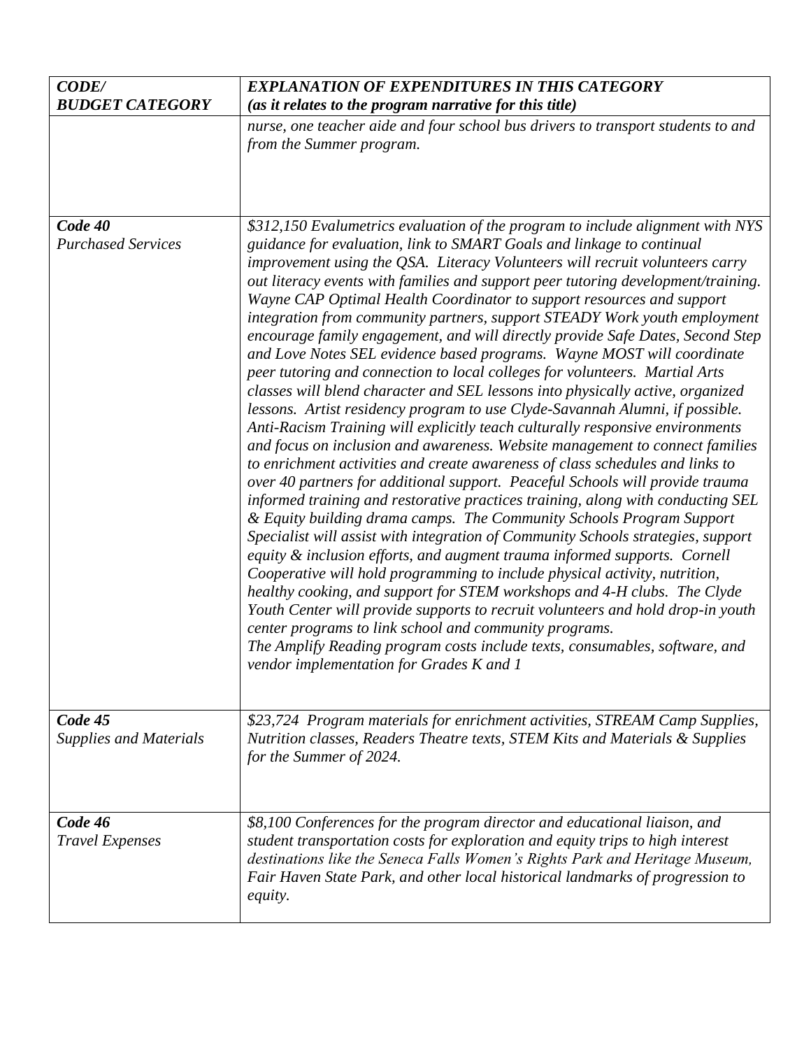| *CODE/ BUDGET CATEGORY* | *EXPLANATION OF EXPENDITURES IN THIS CATEGORY (as it relates to the program narrative for this title)* |
|---|---|
| | *nurse, one teacher aide and four school bus drivers to transport students to and from the Summer program.* |
| *Code 40 Purchased Services* | *$312,150 Evalumetrics evaluation of the program to include alignment with NYS guidance for evaluation, link to SMART Goals and linkage to continual improvement using the QSA. Literacy Volunteers will recruit volunteers carry out literacy events with families and support peer tutoring development/training. Wayne CAP Optimal Health Coordinator to support resources and support integration from community partners, support STEADY Work youth employment encourage family engagement, and will directly provide Safe Dates, Second Step and Love Notes SEL evidence based programs. Wayne MOST will coordinate peer tutoring and connection to local colleges for volunteers. Martial Arts classes will blend character and SEL lessons into physically active, organized lessons. Artist residency program to use Clyde-Savannah Alumni, if possible. Anti-Racism Training will explicitly teach culturally responsive environments and focus on inclusion and awareness. Website management to connect families to enrichment activities and create awareness of class schedules and links to over 40 partners for additional support. Peaceful Schools will provide trauma informed training and restorative practices training, along with conducting SEL & Equity building drama camps. The Community Schools Program Support Specialist will assist with integration of Community Schools strategies, support equity & inclusion efforts, and augment trauma informed supports. Cornell Cooperative will hold programming to include physical activity, nutrition, healthy cooking, and support for STEM workshops and 4-H clubs. The Clyde Youth Center will provide supports to recruit volunteers and hold drop-in youth center programs to link school and community programs. The Amplify Reading program costs include texts, consumables, software, and vendor implementation for Grades K and 1* |
| *Code 45 Supplies and Materials* | *$23,724 Program materials for enrichment activities, STREAM Camp Supplies, Nutrition classes, Readers Theatre texts, STEM Kits and Materials & Supplies for the Summer of 2024.* |
| *Code 46 Travel Expenses* | *$8,100 Conferences for the program director and educational liaison, and student transportation costs for exploration and equity trips to high interest destinations like the Seneca Falls Women's Rights Park and Heritage Museum, Fair Haven State Park, and other local historical landmarks of progression to equity.* |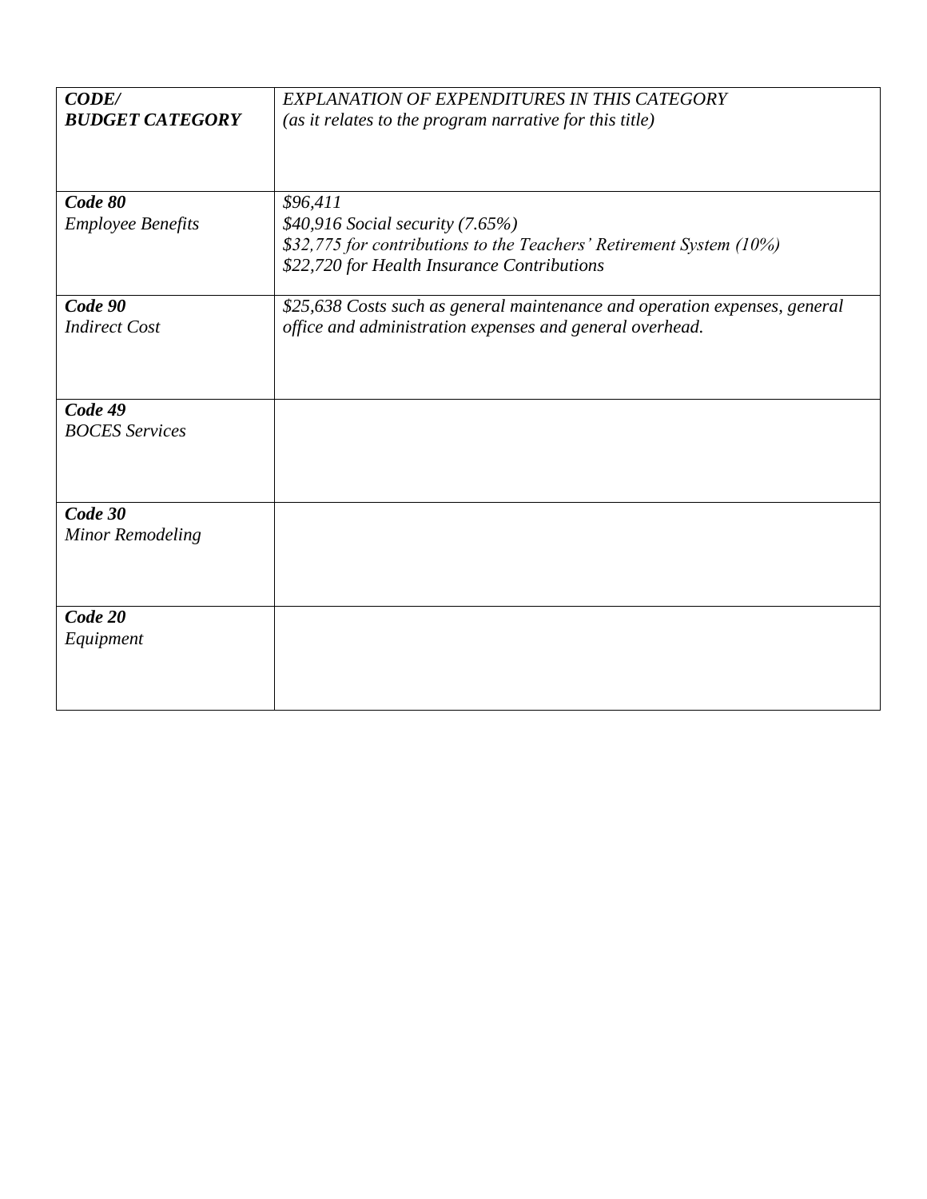| ***CODE/ BUDGET CATEGORY*** | *EXPLANATION OF EXPENDITURES IN THIS CATEGORY (as it relates to the program narrative for this title)* |
|---|---|
| ***Code 80*** *Employee Benefits* | *$96,411*<br>*$40,916 Social security (7.65%)*<br>*$32,775 for contributions to the Teachers' Retirement System (10%)*<br>*$22,720 for Health Insurance Contributions* |
| ***Code 90*** *Indirect Cost* | *$25,638 Costs such as general maintenance and operation expenses, general office and administration expenses and general overhead.* |
| ***Code 49*** *BOCES Services* | |
| ***Code 30*** *Minor Remodeling* | |
| ***Code 20*** *Equipment* | |